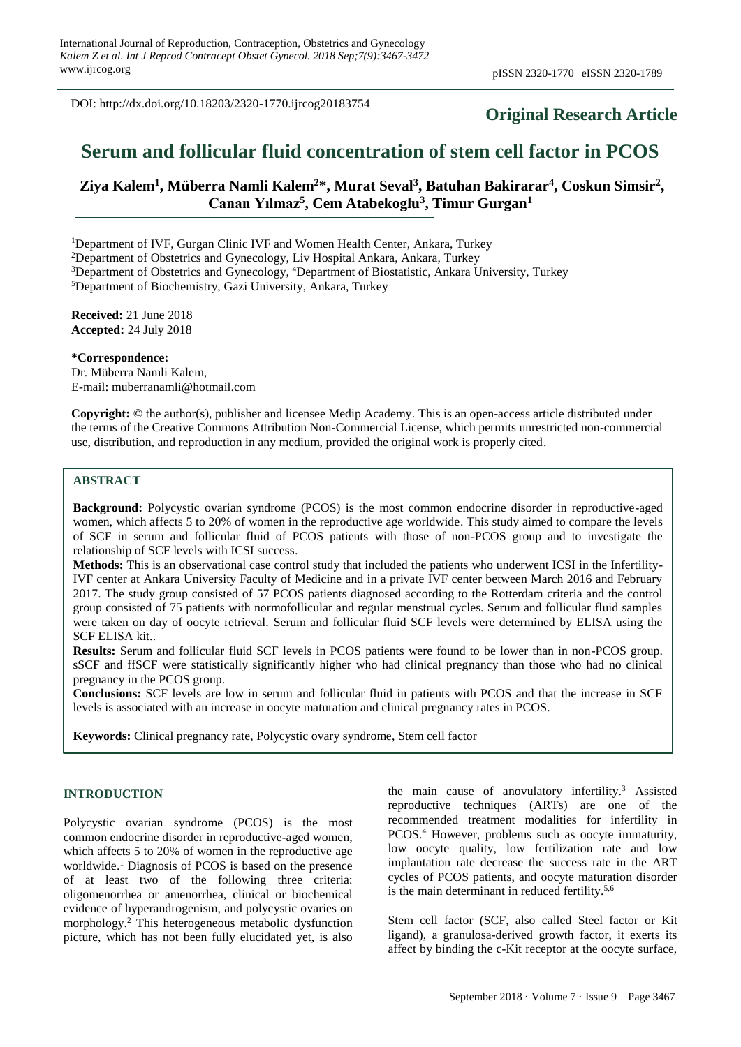DOI: http://dx.doi.org/10.18203/2320-1770.ijrcog20183754

**Original Research Article**

# Serum and follicular fluid concentration of stem cell factor in PCOS

**Ziya Kalem[1], Müberra Namli Kalem[2]\*, Murat Seval[3], Batuhan Bakirarar[4], Coskun Simsir[2], Canan Yılmaz[5], Cem Atabekoglu[3], Timur Gurgan[1]**

[1]Department of IVF, Gurgan Clinic IVF and Women Health Center, Ankara, Turkey
[2]Department of Obstetrics and Gynecology, Liv Hospital Ankara, Ankara, Turkey
[3]Department of Obstetrics and Gynecology, [4]Department of Biostatistic, Ankara University, Turkey
[5]Department of Biochemistry, Gazi University, Ankara, Turkey

**Received:** 21 June 2018
**Accepted:** 24 July 2018

**\*Correspondence:**
Dr. Müberra Namli Kalem,
E-mail: muberranamli@hotmail.com

**Copyright:** © the author(s), publisher and licensee Medip Academy. This is an open-access article distributed under the terms of the Creative Commons Attribution Non-Commercial License, which permits unrestricted non-commercial use, distribution, and reproduction in any medium, provided the original work is properly cited.

## ABSTRACT

**Background:** Polycystic ovarian syndrome (PCOS) is the most common endocrine disorder in reproductive-aged women, which affects 5 to 20% of women in the reproductive age worldwide. This study aimed to compare the levels of SCF in serum and follicular fluid of PCOS patients with those of non-PCOS group and to investigate the relationship of SCF levels with ICSI success.

**Methods:** This is an observational case control study that included the patients who underwent ICSI in the Infertility-IVF center at Ankara University Faculty of Medicine and in a private IVF center between March 2016 and February 2017. The study group consisted of 57 PCOS patients diagnosed according to the Rotterdam criteria and the control group consisted of 75 patients with normofollicular and regular menstrual cycles. Serum and follicular fluid samples were taken on day of oocyte retrieval. Serum and follicular fluid SCF levels were determined by ELISA using the SCF ELISA kit..

**Results:** Serum and follicular fluid SCF levels in PCOS patients were found to be lower than in non-PCOS group. sSCF and ffSCF were statistically significantly higher who had clinical pregnancy than those who had no clinical pregnancy in the PCOS group.

**Conclusions:** SCF levels are low in serum and follicular fluid in patients with PCOS and that the increase in SCF levels is associated with an increase in oocyte maturation and clinical pregnancy rates in PCOS.

**Keywords:** Clinical pregnancy rate, Polycystic ovary syndrome, Stem cell factor

## INTRODUCTION

Polycystic ovarian syndrome (PCOS) is the most common endocrine disorder in reproductive-aged women, which affects 5 to 20% of women in the reproductive age worldwide.[1] Diagnosis of PCOS is based on the presence of at least two of the following three criteria: oligomenorrhea or amenorrhea, clinical or biochemical evidence of hyperandrogenism, and polycystic ovaries on morphology.[2] This heterogeneous metabolic dysfunction picture, which has not been fully elucidated yet, is also the main cause of anovulatory infertility.[3] Assisted reproductive techniques (ARTs) are one of the recommended treatment modalities for infertility in PCOS.[4] However, problems such as oocyte immaturity, low oocyte quality, low fertilization rate and low implantation rate decrease the success rate in the ART cycles of PCOS patients, and oocyte maturation disorder is the main determinant in reduced fertility.[5,6]

Stem cell factor (SCF, also called Steel factor or Kit ligand), a granulosa-derived growth factor, it exerts its affect by binding the c-Kit receptor at the oocyte surface,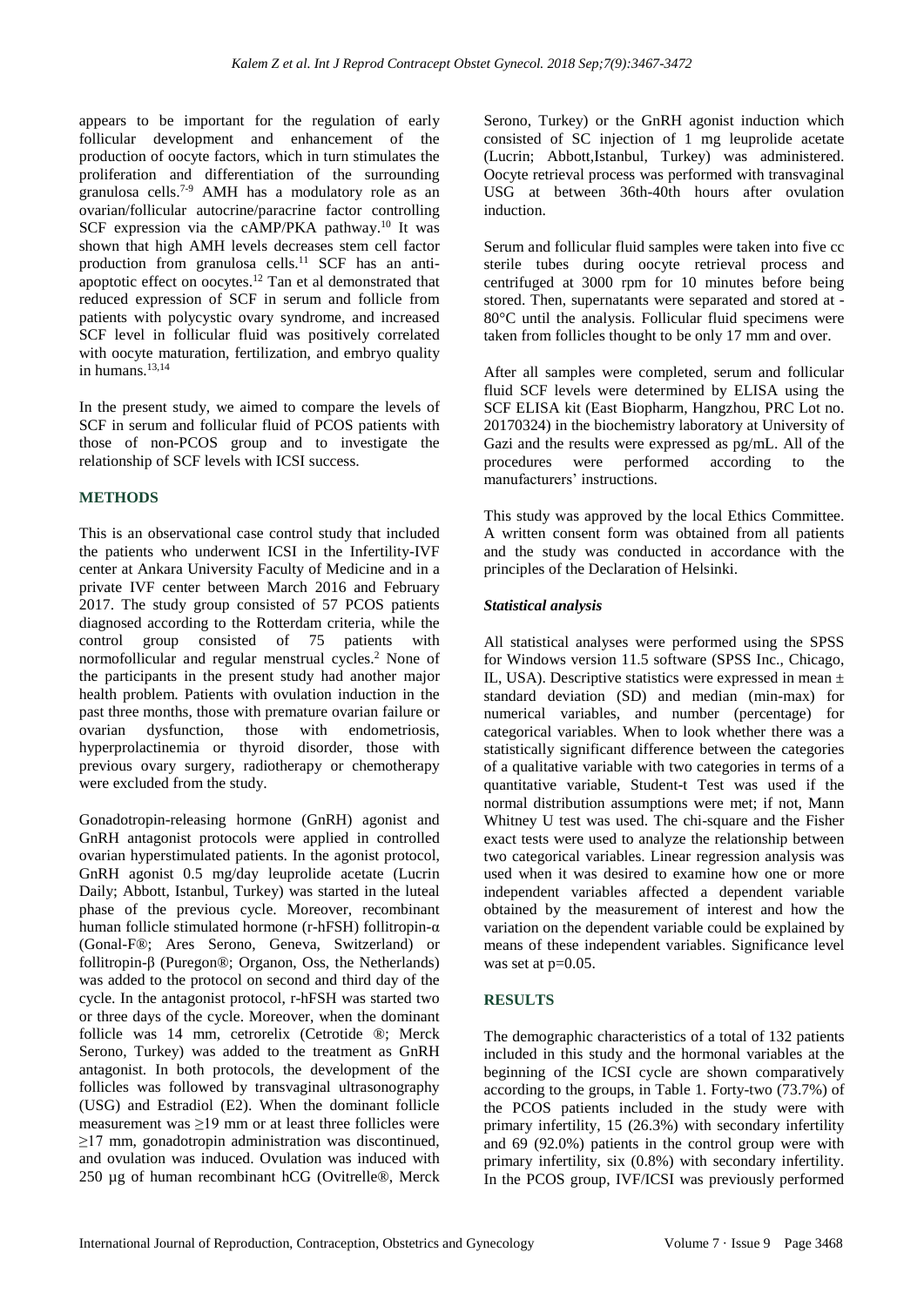appears to be important for the regulation of early follicular development and enhancement of the production of oocyte factors, which in turn stimulates the proliferation and differentiation of the surrounding granulosa cells.[7-9] AMH has a modulatory role as an ovarian/follicular autocrine/paracrine factor controlling SCF expression via the cAMP/PKA pathway.[10] It was shown that high AMH levels decreases stem cell factor production from granulosa cells.[11] SCF has an anti-apoptotic effect on oocytes.[12] Tan et al demonstrated that reduced expression of SCF in serum and follicle from patients with polycystic ovary syndrome, and increased SCF level in follicular fluid was positively correlated with oocyte maturation, fertilization, and embryo quality in humans.[13,14]

In the present study, we aimed to compare the levels of SCF in serum and follicular fluid of PCOS patients with those of non-PCOS group and to investigate the relationship of SCF levels with ICSI success.

## METHODS

This is an observational case control study that included the patients who underwent ICSI in the Infertility-IVF center at Ankara University Faculty of Medicine and in a private IVF center between March 2016 and February 2017. The study group consisted of 57 PCOS patients diagnosed according to the Rotterdam criteria, while the control group consisted of 75 patients with normofollicular and regular menstrual cycles.[2] None of the participants in the present study had another major health problem. Patients with ovulation induction in the past three months, those with premature ovarian failure or ovarian dysfunction, those with endometriosis, hyperprolactinemia or thyroid disorder, those with previous ovary surgery, radiotherapy or chemotherapy were excluded from the study.

Gonadotropin-releasing hormone (GnRH) agonist and GnRH antagonist protocols were applied in controlled ovarian hyperstimulated patients. In the agonist protocol, GnRH agonist 0.5 mg/day leuprolide acetate (Lucrin Daily; Abbott, Istanbul, Turkey) was started in the luteal phase of the previous cycle. Moreover, recombinant human follicle stimulated hormone (r-hFSH) follitropin-α (Gonal-F®; Ares Serono, Geneva, Switzerland) or follitropin-β (Puregon®; Organon, Oss, the Netherlands) was added to the protocol on second and third day of the cycle. In the antagonist protocol, r-hFSH was started two or three days of the cycle. Moreover, when the dominant follicle was 14 mm, cetrorelix (Cetrotide ®; Merck Serono, Turkey) was added to the treatment as GnRH antagonist. In both protocols, the development of the follicles was followed by transvaginal ultrasonography (USG) and Estradiol (E2). When the dominant follicle measurement was ≥19 mm or at least three follicles were ≥17 mm, gonadotropin administration was discontinued, and ovulation was induced. Ovulation was induced with 250 µg of human recombinant hCG (Ovitrelle®, Merck Serono, Turkey) or the GnRH agonist induction which consisted of SC injection of 1 mg leuprolide acetate (Lucrin; Abbott,Istanbul, Turkey) was administered. Oocyte retrieval process was performed with transvaginal USG at between 36th-40th hours after ovulation induction.

Serum and follicular fluid samples were taken into five cc sterile tubes during oocyte retrieval process and centrifuged at 3000 rpm for 10 minutes before being stored. Then, supernatants were separated and stored at -80°C until the analysis. Follicular fluid specimens were taken from follicles thought to be only 17 mm and over.

After all samples were completed, serum and follicular fluid SCF levels were determined by ELISA using the SCF ELISA kit (East Biopharm, Hangzhou, PRC Lot no. 20170324) in the biochemistry laboratory at University of Gazi and the results were expressed as pg/mL. All of the procedures were performed according to the manufacturers' instructions.

This study was approved by the local Ethics Committee. A written consent form was obtained from all patients and the study was conducted in accordance with the principles of the Declaration of Helsinki.

### *Statistical analysis*

All statistical analyses were performed using the SPSS for Windows version 11.5 software (SPSS Inc., Chicago, IL, USA). Descriptive statistics were expressed in mean ± standard deviation (SD) and median (min-max) for numerical variables, and number (percentage) for categorical variables. When to look whether there was a statistically significant difference between the categories of a qualitative variable with two categories in terms of a quantitative variable, Student-t Test was used if the normal distribution assumptions were met; if not, Mann Whitney U test was used. The chi-square and the Fisher exact tests were used to analyze the relationship between two categorical variables. Linear regression analysis was used when it was desired to examine how one or more independent variables affected a dependent variable obtained by the measurement of interest and how the variation on the dependent variable could be explained by means of these independent variables. Significance level was set at p=0.05.

## RESULTS

The demographic characteristics of a total of 132 patients included in this study and the hormonal variables at the beginning of the ICSI cycle are shown comparatively according to the groups, in Table 1. Forty-two (73.7%) of the PCOS patients included in the study were with primary infertility, 15 (26.3%) with secondary infertility and 69 (92.0%) patients in the control group were with primary infertility, six (0.8%) with secondary infertility. In the PCOS group, IVF/ICSI was previously performed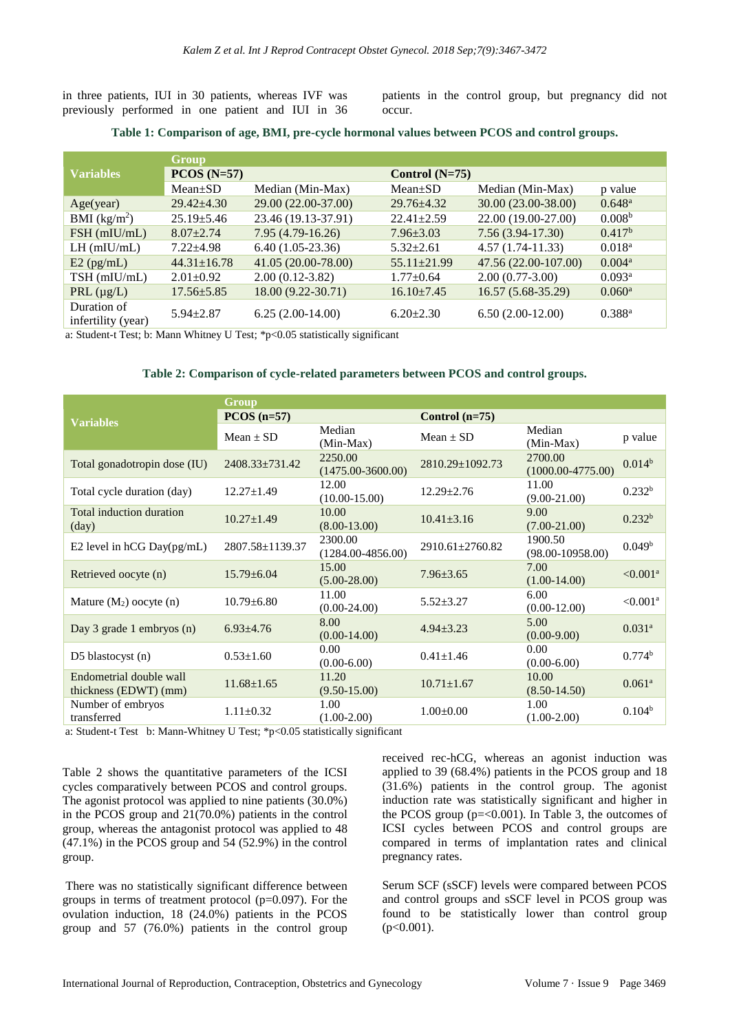in three patients, IUI in 30 patients, whereas IVF was previously performed in one patient and IUI in 36 patients in the control group, but pregnancy did not occur.

**Table 1: Comparison of age, BMI, pre-cycle hormonal values between PCOS and control groups.**

| Variables | Group | | | | |
|---|---|---|---|---|---|
| | PCOS (N=57) | | Control (N=75) | | |
| | Mean±SD | Median (Min-Max) | Mean±SD | Median (Min-Max) | p value |
| Age(year) | 29.42±4.30 | 29.00 (22.00-37.00) | 29.76±4.32 | 30.00 (23.00-38.00) | 0.648[a] |
| BMI (kg/m$^2$) | 25.19±5.46 | 23.46 (19.13-37.91) | 22.41±2.59 | 22.00 (19.00-27.00) | 0.008[b] |
| FSH (mIU/mL) | 8.07±2.74 | 7.95 (4.79-16.26) | 7.96±3.03 | 7.56 (3.94-17.30) | 0.417[b] |
| LH (mIU/mL) | 7.22±4.98 | 6.40 (1.05-23.36) | 5.32±2.61 | 4.57 (1.74-11.33) | 0.018[a] |
| E2 (pg/mL) | 44.31±16.78 | 41.05 (20.00-78.00) | 55.11±21.99 | 47.56 (22.00-107.00) | 0.004[a] |
| TSH (mIU/mL) | 2.01±0.92 | 2.00 (0.12-3.82) | 1.77±0.64 | 2.00 (0.77-3.00) | 0.093[a] |
| PRL (µg/L) | 17.56±5.85 | 18.00 (9.22-30.71) | 16.10±7.45 | 16.57 (5.68-35.29) | 0.060[a] |
| Duration of infertility (year) | 5.94±2.87 | 6.25 (2.00-14.00) | 6.20±2.30 | 6.50 (2.00-12.00) | 0.388[a] |

a: Student-t Test; b: Mann Whitney U Test; *p<0.05 statistically significant

**Table 2: Comparison of cycle-related parameters between PCOS and control groups.**

| Variables | Group | | | | |
|---|---|---|---|---|---|
| | PCOS (n=57) | | Control (n=75) | | |
| | Mean ± SD | Median (Min-Max) | Mean ± SD | Median (Min-Max) | p value |
| Total gonadotropin dose (IU) | 2408.33±731.42 | 2250.00 (1475.00-3600.00) | 2810.29±1092.73 | 2700.00 (1000.00-4775.00) | 0.014[b] |
| Total cycle duration (day) | 12.27±1.49 | 12.00 (10.00-15.00) | 12.29±2.76 | 11.00 (9.00-21.00) | 0.232[b] |
| Total induction duration (day) | 10.27±1.49 | 10.00 (8.00-13.00) | 10.41±3.16 | 9.00 (7.00-21.00) | 0.232[b] |
| E2 level in hCG Day(pg/mL) | 2807.58±1139.37 | 2300.00 (1284.00-4856.00) | 2910.61±2760.82 | 1900.50 (98.00-10958.00) | 0.049[b] |
| Retrieved oocyte (n) | 15.79±6.04 | 15.00 (5.00-28.00) | 7.96±3.65 | 7.00 (1.00-14.00) | <0.001[a] |
| Mature ($M_2$) oocyte (n) | 10.79±6.80 | 11.00 (0.00-24.00) | 5.52±3.27 | 6.00 (0.00-12.00) | <0.001[a] |
| Day 3 grade 1 embryos (n) | 6.93±4.76 | 8.00 (0.00-14.00) | 4.94±3.23 | 5.00 (0.00-9.00) | 0.031[a] |
| D5 blastocyst (n) | 0.53±1.60 | 0.00 (0.00-6.00) | 0.41±1.46 | 0.00 (0.00-6.00) | 0.774[b] |
| Endometrial double wall thickness (EDWT) (mm) | 11.68±1.65 | 11.20 (9.50-15.00) | 10.71±1.67 | 10.00 (8.50-14.50) | 0.061[a] |
| Number of embryos transferred | 1.11±0.32 | 1.00 (1.00-2.00) | 1.00±0.00 | 1.00 (1.00-2.00) | 0.104[b] |

a: Student-t Test b: Mann-Whitney U Test; *p<0.05 statistically significant

Table 2 shows the quantitative parameters of the ICSI cycles comparatively between PCOS and control groups. The agonist protocol was applied to nine patients (30.0%) in the PCOS group and 21(70.0%) patients in the control group, whereas the antagonist protocol was applied to 48 (47.1%) in the PCOS group and 54 (52.9%) in the control group.

There was no statistically significant difference between groups in terms of treatment protocol (p=0.097). For the ovulation induction, 18 (24.0%) patients in the PCOS group and 57 (76.0%) patients in the control group received rec-hCG, whereas an agonist induction was applied to 39 (68.4%) patients in the PCOS group and 18 (31.6%) patients in the control group. The agonist induction rate was statistically significant and higher in the PCOS group (p=<0.001). In Table 3, the outcomes of ICSI cycles between PCOS and control groups are compared in terms of implantation rates and clinical pregnancy rates.

Serum SCF (sSCF) levels were compared between PCOS and control groups and sSCF level in PCOS group was found to be statistically lower than control group (p<0.001).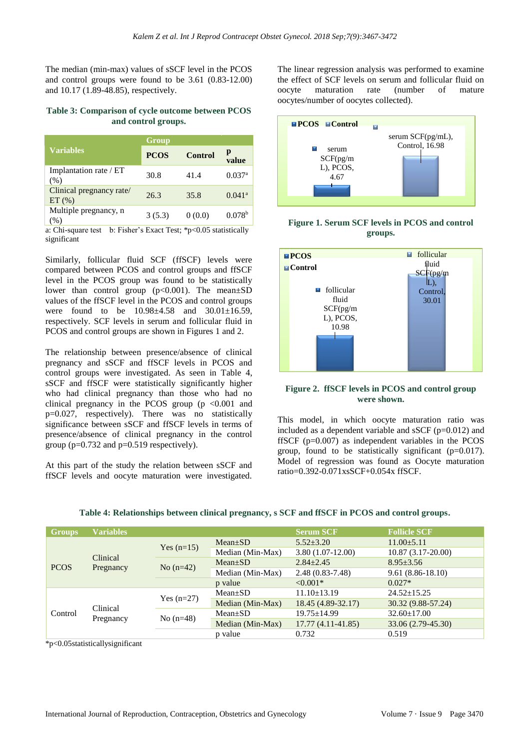The median (min-max) values of sSCF level in the PCOS and control groups were found to be 3.61 (0.83-12.00) and 10.17 (1.89-48.85), respectively.

**Table 3: Comparison of cycle outcome between PCOS and control groups.**

| Variables | Group | | |
|---|---|---|---|
| | PCOS | Control | p value |
| Implantation rate / ET (%) | 30.8 | 41.4 | 0.037[a] |
| Clinical pregnancy rate/ ET (%) | 26.3 | 35.8 | 0.041[a] |
| Multiple pregnancy, n (%) | 3 (5.3) | 0 (0.0) | 0.078[b] |

a: Chi-square test b: Fisher's Exact Test; *p<0.05 statistically significant

Similarly, follicular fluid SCF (ffSCF) levels were compared between PCOS and control groups and ffSCF level in the PCOS group was found to be statistically lower than control group (p<0.001). The mean±SD values of the ffSCF level in the PCOS and control groups were found to be 10.98±4.58 and 30.01±16.59, respectively. SCF levels in serum and follicular fluid in PCOS and control groups are shown in Figures 1 and 2.

The relationship between presence/absence of clinical pregnancy and sSCF and ffSCF levels in PCOS and control groups were investigated. As seen in Table 4, sSCF and ffSCF were statistically significantly higher who had clinical pregnancy than those who had no clinical pregnancy in the PCOS group (p <0.001 and p=0.027, respectively). There was no statistically significance between sSCF and ffSCF levels in terms of presence/absence of clinical pregnancy in the control group (p=0.732 and p=0.519 respectively).

At this part of the study the relation between sSCF and ffSCF levels and oocyte maturation were investigated. The linear regression analysis was performed to examine the effect of SCF levels on serum and follicular fluid on oocyte maturation rate (number of mature oocytes/number of oocytes collected).

**Figure 1. Serum SCF levels in PCOS and control groups.**

**Figure 2. ffSCF levels in PCOS and control group were shown.**

This model, in which oocyte maturation ratio was included as a dependent variable and sSCF (p=0.012) and ffSCF (p=0.007) as independent variables in the PCOS group, found to be statistically significant (p=0.017). Model of regression was found as Oocyte maturation ratio=0.392-0.071xsSCF+0.054x ffSCF.

**Table 4: Relationships between clinical pregnancy, s SCF and ffSCF in PCOS and control groups.**

| Groups | Variables | | | Serum SCF | Follicle SCF |
|---|---|---|---|---|---|
| PCOS | Clinical Pregnancy | Yes (n=15) | Mean±SD | 5.52±3.20 | 11.00±5.11 |
| | | | Median (Min-Max) | 3.80 (1.07-12.00) | 10.87 (3.17-20.00) |
| | | No (n=42) | Mean±SD | 2.84±2.45 | 8.95±3.56 |
| | | | Median (Min-Max) | 2.48 (0.83-7.48) | 9.61 (8.86-18.10) |
| | | | p value | <0.001* | 0.027* |
| Control | Clinical Pregnancy | Yes (n=27) | Mean±SD | 11.10±13.19 | 24.52±15.25 |
| | | | Median (Min-Max) | 18.45 (4.89-32.17) | 30.32 (9.88-57.24) |
| | | No (n=48) | Mean±SD | 19.75±14.99 | 32.60±17.00 |
| | | | Median (Min-Max) | 17.77 (4.11-41.85) | 33.06 (2.79-45.30) |
| | | | p value | 0.732 | 0.519 |

*p<0.05statisticallysignificant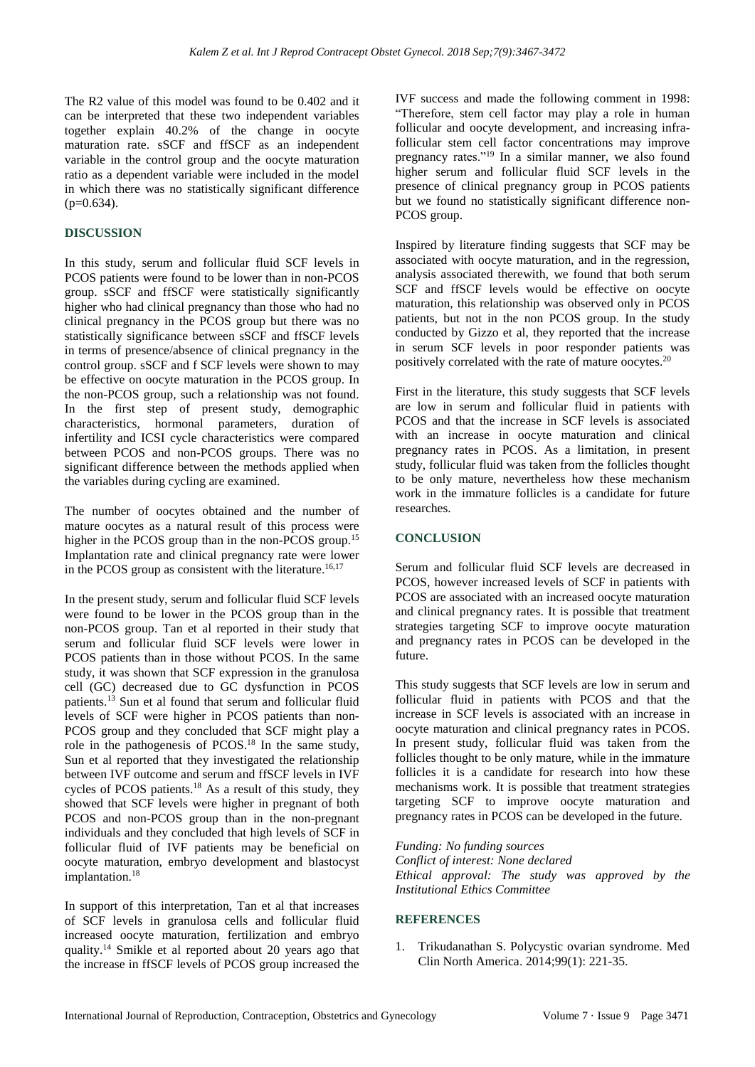The R2 value of this model was found to be 0.402 and it can be interpreted that these two independent variables together explain 40.2% of the change in oocyte maturation rate. sSCF and ffSCF as an independent variable in the control group and the oocyte maturation ratio as a dependent variable were included in the model in which there was no statistically significant difference ($p=0.634$).

## DISCUSSION

In this study, serum and follicular fluid SCF levels in PCOS patients were found to be lower than in non-PCOS group. sSCF and ffSCF were statistically significantly higher who had clinical pregnancy than those who had no clinical pregnancy in the PCOS group but there was no statistically significance between sSCF and ffSCF levels in terms of presence/absence of clinical pregnancy in the control group. sSCF and f SCF levels were shown to may be effective on oocyte maturation in the PCOS group. In the non-PCOS group, such a relationship was not found. In the first step of present study, demographic characteristics, hormonal parameters, duration of infertility and ICSI cycle characteristics were compared between PCOS and non-PCOS groups. There was no significant difference between the methods applied when the variables during cycling are examined.

The number of oocytes obtained and the number of mature oocytes as a natural result of this process were higher in the PCOS group than in the non-PCOS group.[15] Implantation rate and clinical pregnancy rate were lower in the PCOS group as consistent with the literature.[16,17]

In the present study, serum and follicular fluid SCF levels were found to be lower in the PCOS group than in the non-PCOS group. Tan et al reported in their study that serum and follicular fluid SCF levels were lower in PCOS patients than in those without PCOS. In the same study, it was shown that SCF expression in the granulosa cell (GC) decreased due to GC dysfunction in PCOS patients.[13] Sun et al found that serum and follicular fluid levels of SCF were higher in PCOS patients than non-PCOS group and they concluded that SCF might play a role in the pathogenesis of PCOS.[18] In the same study, Sun et al reported that they investigated the relationship between IVF outcome and serum and ffSCF levels in IVF cycles of PCOS patients.[18] As a result of this study, they showed that SCF levels were higher in pregnant of both PCOS and non-PCOS group than in the non-pregnant individuals and they concluded that high levels of SCF in follicular fluid of IVF patients may be beneficial on oocyte maturation, embryo development and blastocyst implantation.[18]

In support of this interpretation, Tan et al that increases of SCF levels in granulosa cells and follicular fluid increased oocyte maturation, fertilization and embryo quality.[14] Smikle et al reported about 20 years ago that the increase in ffSCF levels of PCOS group increased the IVF success and made the following comment in 1998: "Therefore, stem cell factor may play a role in human follicular and oocyte development, and increasing infra-follicular stem cell factor concentrations may improve pregnancy rates."[19] In a similar manner, we also found higher serum and follicular fluid SCF levels in the presence of clinical pregnancy group in PCOS patients but we found no statistically significant difference non-PCOS group.

Inspired by literature finding suggests that SCF may be associated with oocyte maturation, and in the regression, analysis associated therewith, we found that both serum SCF and ffSCF levels would be effective on oocyte maturation, this relationship was observed only in PCOS patients, but not in the non PCOS group. In the study conducted by Gizzo et al, they reported that the increase in serum SCF levels in poor responder patients was positively correlated with the rate of mature oocytes.[20]

First in the literature, this study suggests that SCF levels are low in serum and follicular fluid in patients with PCOS and that the increase in SCF levels is associated with an increase in oocyte maturation and clinical pregnancy rates in PCOS. As a limitation, in present study, follicular fluid was taken from the follicles thought to be only mature, nevertheless how these mechanism work in the immature follicles is a candidate for future researches.

## CONCLUSION

Serum and follicular fluid SCF levels are decreased in PCOS, however increased levels of SCF in patients with PCOS are associated with an increased oocyte maturation and clinical pregnancy rates. It is possible that treatment strategies targeting SCF to improve oocyte maturation and pregnancy rates in PCOS can be developed in the future.

This study suggests that SCF levels are low in serum and follicular fluid in patients with PCOS and that the increase in SCF levels is associated with an increase in oocyte maturation and clinical pregnancy rates in PCOS. In present study, follicular fluid was taken from the follicles thought to be only mature, while in the immature follicles it is a candidate for research into how these mechanisms work. It is possible that treatment strategies targeting SCF to improve oocyte maturation and pregnancy rates in PCOS can be developed in the future.

*Funding: No funding sources*
*Conflict of interest: None declared*
*Ethical approval: The study was approved by the Institutional Ethics Committee*

## REFERENCES

1. Trikudanathan S. Polycystic ovarian syndrome. Med Clin North America. 2014;99(1): 221-35.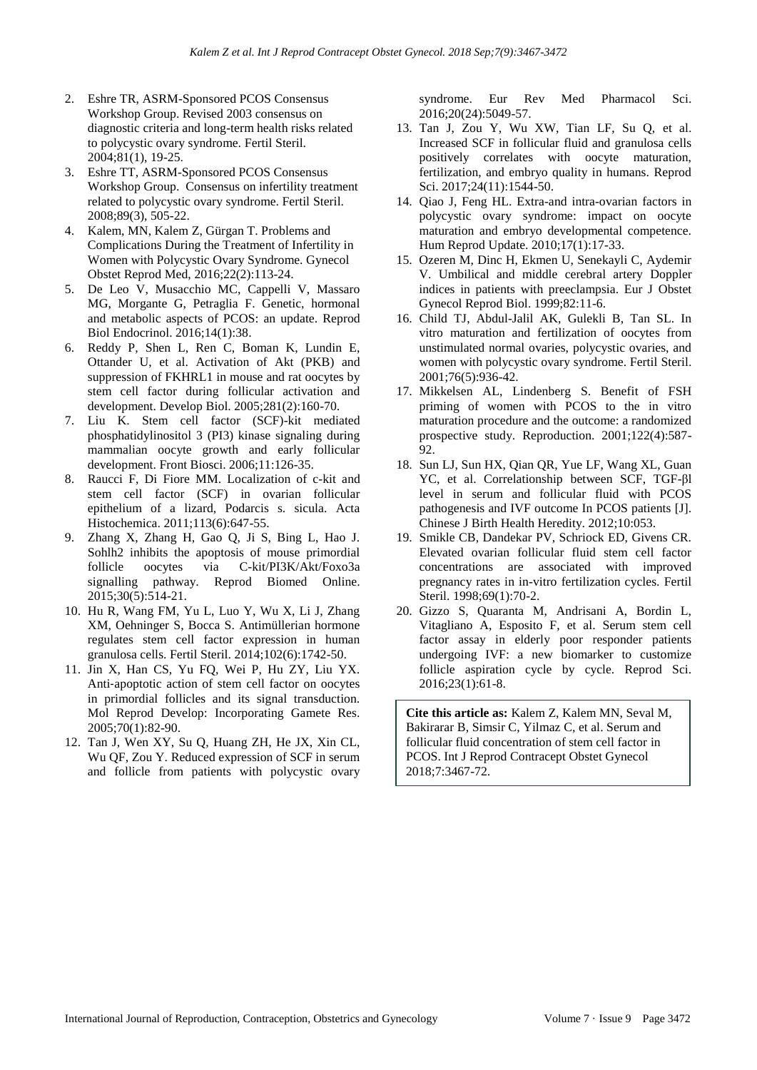2. Eshre TR, ASRM-Sponsored PCOS Consensus Workshop Group. Revised 2003 consensus on diagnostic criteria and long-term health risks related to polycystic ovary syndrome. Fertil Steril. 2004;81(1), 19-25.
3. Eshre TT, ASRM-Sponsored PCOS Consensus Workshop Group. Consensus on infertility treatment related to polycystic ovary syndrome. Fertil Steril. 2008;89(3), 505-22.
4. Kalem, MN, Kalem Z, Gürgan T. Problems and Complications During the Treatment of Infertility in Women with Polycystic Ovary Syndrome. Gynecol Obstet Reprod Med, 2016;22(2):113-24.
5. De Leo V, Musacchio MC, Cappelli V, Massaro MG, Morgante G, Petraglia F. Genetic, hormonal and metabolic aspects of PCOS: an update. Reprod Biol Endocrinol. 2016;14(1):38.
6. Reddy P, Shen L, Ren C, Boman K, Lundin E, Ottander U, et al. Activation of Akt (PKB) and suppression of FKHRL1 in mouse and rat oocytes by stem cell factor during follicular activation and development. Develop Biol. 2005;281(2):160-70.
7. Liu K. Stem cell factor (SCF)-kit mediated phosphatidylinositol 3 (PI3) kinase signaling during mammalian oocyte growth and early follicular development. Front Biosci. 2006;11:126-35.
8. Raucci F, Di Fiore MM. Localization of c-kit and stem cell factor (SCF) in ovarian follicular epithelium of a lizard, Podarcis s. sicula. Acta Histochemica. 2011;113(6):647-55.
9. Zhang X, Zhang H, Gao Q, Ji S, Bing L, Hao J. Sohlh2 inhibits the apoptosis of mouse primordial follicle oocytes via C-kit/PI3K/Akt/Foxo3a signalling pathway. Reprod Biomed Online. 2015;30(5):514-21.
10. Hu R, Wang FM, Yu L, Luo Y, Wu X, Li J, Zhang XM, Oehninger S, Bocca S. Antimüllerian hormone regulates stem cell factor expression in human granulosa cells. Fertil Steril. 2014;102(6):1742-50.
11. Jin X, Han CS, Yu FQ, Wei P, Hu ZY, Liu YX. Anti-apoptotic action of stem cell factor on oocytes in primordial follicles and its signal transduction. Mol Reprod Develop: Incorporating Gamete Res. 2005;70(1):82-90.
12. Tan J, Wen XY, Su Q, Huang ZH, He JX, Xin CL, Wu QF, Zou Y. Reduced expression of SCF in serum and follicle from patients with polycystic ovary syndrome. Eur Rev Med Pharmacol Sci. 2016;20(24):5049-57.
13. Tan J, Zou Y, Wu XW, Tian LF, Su Q, et al. Increased SCF in follicular fluid and granulosa cells positively correlates with oocyte maturation, fertilization, and embryo quality in humans. Reprod Sci. 2017;24(11):1544-50.
14. Qiao J, Feng HL. Extra-and intra-ovarian factors in polycystic ovary syndrome: impact on oocyte maturation and embryo developmental competence. Hum Reprod Update. 2010;17(1):17-33.
15. Ozeren M, Dinc H, Ekmen U, Senekayli C, Aydemir V. Umbilical and middle cerebral artery Doppler indices in patients with preeclampsia. Eur J Obstet Gynecol Reprod Biol. 1999;82:11-6.
16. Child TJ, Abdul-Jalil AK, Gulekli B, Tan SL. In vitro maturation and fertilization of oocytes from unstimulated normal ovaries, polycystic ovaries, and women with polycystic ovary syndrome. Fertil Steril. 2001;76(5):936-42.
17. Mikkelsen AL, Lindenberg S. Benefit of FSH priming of women with PCOS to the in vitro maturation procedure and the outcome: a randomized prospective study. Reproduction. 2001;122(4):587-92.
18. Sun LJ, Sun HX, Qian QR, Yue LF, Wang XL, Guan YC, et al. Correlationship between SCF, TGF-βl level in serum and follicular fluid with PCOS pathogenesis and IVF outcome In PCOS patients [J]. Chinese J Birth Health Heredity. 2012;10:053.
19. Smikle CB, Dandekar PV, Schriock ED, Givens CR. Elevated ovarian follicular fluid stem cell factor concentrations are associated with improved pregnancy rates in in-vitro fertilization cycles. Fertil Steril. 1998;69(1):70-2.
20. Gizzo S, Quaranta M, Andrisani A, Bordin L, Vitagliano A, Esposito F, et al. Serum stem cell factor assay in elderly poor responder patients undergoing IVF: a new biomarker to customize follicle aspiration cycle by cycle. Reprod Sci. 2016;23(1):61-8.

**Cite this article as:** Kalem Z, Kalem MN, Seval M, Bakirarar B, Simsir C, Yilmaz C, et al. Serum and follicular fluid concentration of stem cell factor in PCOS. Int J Reprod Contracept Obstet Gynecol 2018;7:3467-72.